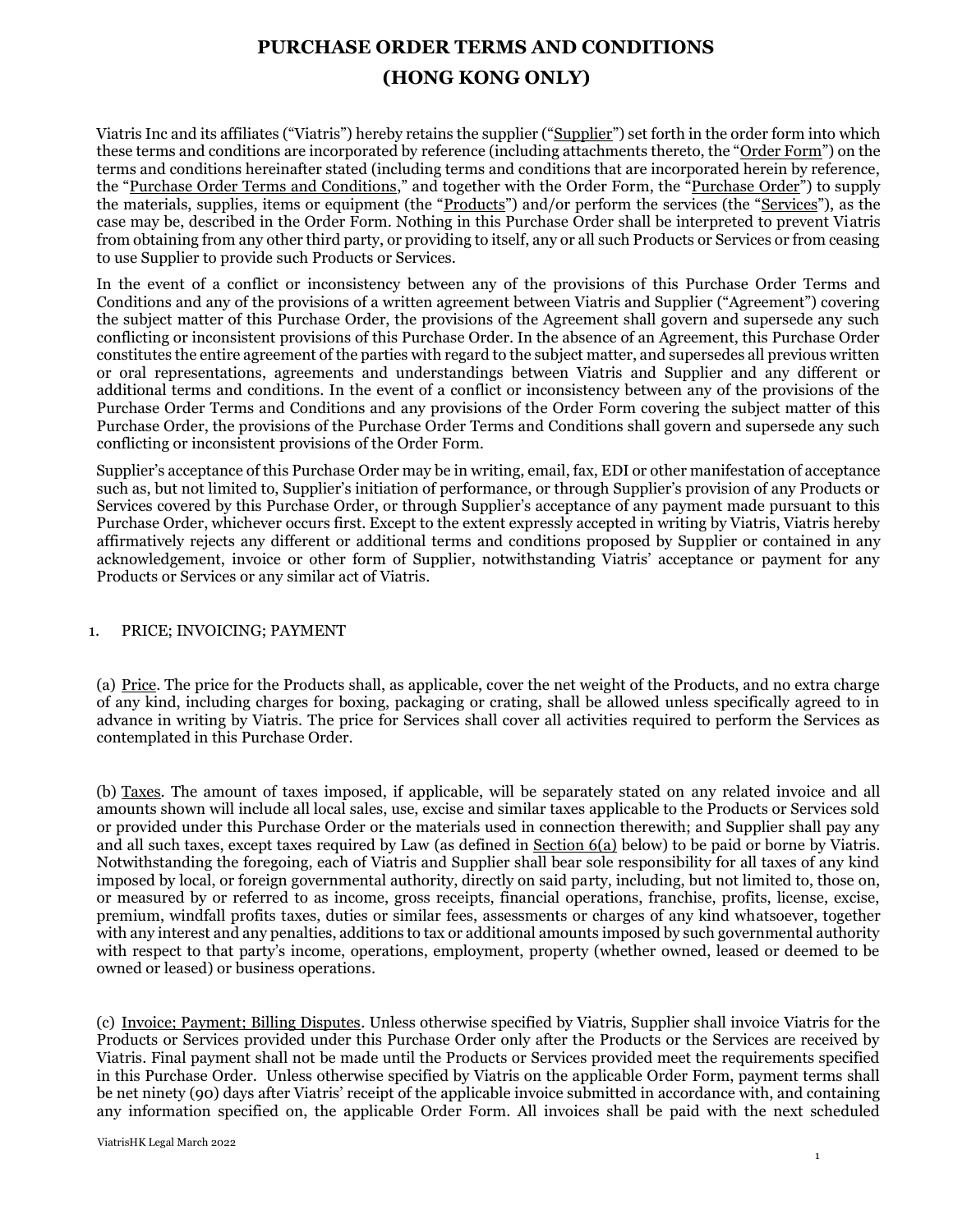# PURCHASE ORDER TERMS AND CONDITIONS

# (HONG KONG ONLY)

Viatris Inc and its affiliates ("Viatris") hereby retains the supplier ("Supplier") set forth in the order form into which these terms and conditions are incorporated by reference (including attachments thereto, the "Order Form") on the terms and conditions hereinafter stated (including terms and conditions that are incorporated herein by reference, the "Purchase Order Terms and Conditions," and together with the Order Form, the "Purchase Order") to supply the materials, supplies, items or equipment (the "Products") and/or perform the services (the "Services"), as the case may be, described in the Order Form. Nothing in this Purchase Order shall be interpreted to prevent Viatris from obtaining from any other third party, or providing to itself, any or all such Products or Services or from ceasing to use Supplier to provide such Products or Services.

In the event of a conflict or inconsistency between any of the provisions of this Purchase Order Terms and Conditions and any of the provisions of a written agreement between Viatris and Supplier ("Agreement") covering the subject matter of this Purchase Order, the provisions of the Agreement shall govern and supersede any such conflicting or inconsistent provisions of this Purchase Order. In the absence of an Agreement, this Purchase Order constitutes the entire agreement of the parties with regard to the subject matter, and supersedes all previous written or oral representations, agreements and understandings between Viatris and Supplier and any different or additional terms and conditions. In the event of a conflict or inconsistency between any of the provisions of the Purchase Order Terms and Conditions and any provisions of the Order Form covering the subject matter of this Purchase Order, the provisions of the Purchase Order Terms and Conditions shall govern and supersede any such conflicting or inconsistent provisions of the Order Form.

Supplier's acceptance of this Purchase Order may be in writing, email, fax, EDI or other manifestation of acceptance such as, but not limited to, Supplier's initiation of performance, or through Supplier's provision of any Products or Services covered by this Purchase Order, or through Supplier's acceptance of any payment made pursuant to this Purchase Order, whichever occurs first. Except to the extent expressly accepted in writing by Viatris, Viatris hereby affirmatively rejects any different or additional terms and conditions proposed by Supplier or contained in any acknowledgement, invoice or other form of Supplier, notwithstanding Viatris' acceptance or payment for any Products or Services or any similar act of Viatris.

## 1. PRICE; INVOICING; PAYMENT

(a) Price. The price for the Products shall, as applicable, cover the net weight of the Products, and no extra charge of any kind, including charges for boxing, packaging or crating, shall be allowed unless specifically agreed to in advance in writing by Viatris. The price for Services shall cover all activities required to perform the Services as contemplated in this Purchase Order.

(b) Taxes. The amount of taxes imposed, if applicable, will be separately stated on any related invoice and all amounts shown will include all local sales, use, excise and similar taxes applicable to the Products or Services sold or provided under this Purchase Order or the materials used in connection therewith; and Supplier shall pay any and all such taxes, except taxes required by Law (as defined in Section 6(a) below) to be paid or borne by Viatris. Notwithstanding the foregoing, each of Viatris and Supplier shall bear sole responsibility for all taxes of any kind imposed by local, or foreign governmental authority, directly on said party, including, but not limited to, those on, or measured by or referred to as income, gross receipts, financial operations, franchise, profits, license, excise, premium, windfall profits taxes, duties or similar fees, assessments or charges of any kind whatsoever, together with any interest and any penalties, additions to tax or additional amounts imposed by such governmental authority with respect to that party's income, operations, employment, property (whether owned, leased or deemed to be owned or leased) or business operations.

(c) Invoice; Payment; Billing Disputes. Unless otherwise specified by Viatris, Supplier shall invoice Viatris for the Products or Services provided under this Purchase Order only after the Products or the Services are received by Viatris. Final payment shall not be made until the Products or Services provided meet the requirements specified in this Purchase Order. Unless otherwise specified by Viatris on the applicable Order Form, payment terms shall be net ninety (90) days after Viatris' receipt of the applicable invoice submitted in accordance with, and containing any information specified on, the applicable Order Form. All invoices shall be paid with the next scheduled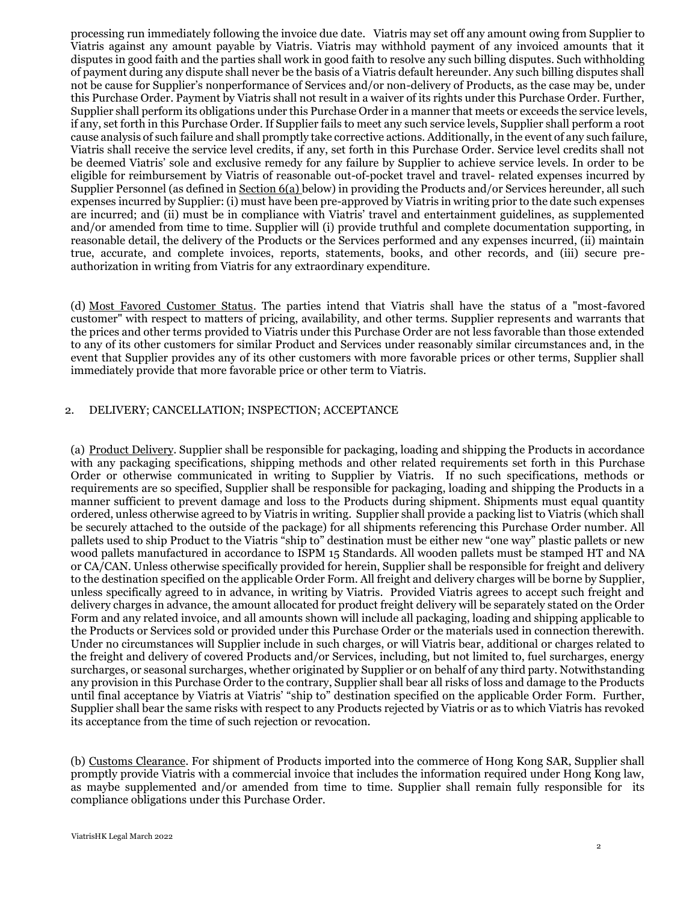processing run immediately following the invoice due date. Viatris may set off any amount owing from Supplier to Viatris against any amount payable by Viatris. Viatris may withhold payment of any invoiced amounts that it disputes in good faith and the parties shall work in good faith to resolve any such billing disputes. Such withholding of payment during any dispute shall never be the basis of a Viatris default hereunder. Any such billing disputes shall not be cause for Supplier's nonperformance of Services and/or non-delivery of Products, as the case may be, under this Purchase Order. Payment by Viatris shall not result in a waiver of its rights under this Purchase Order. Further, Supplier shall perform its obligations under this Purchase Order in a manner that meets or exceeds the service levels, if any, set forth in this Purchase Order. If Supplier fails to meet any such service levels, Supplier shall perform a root cause analysis of such failure and shall promptly take corrective actions. Additionally, in the event of any such failure, Viatris shall receive the service level credits, if any, set forth in this Purchase Order. Service level credits shall not be deemed Viatris' sole and exclusive remedy for any failure by Supplier to achieve service levels. In order to be eligible for reimbursement by Viatris of reasonable out-of-pocket travel and travel- related expenses incurred by Supplier Personnel (as defined in Section 6(a) below) in providing the Products and/or Services hereunder, all such expenses incurred by Supplier: (i) must have been pre-approved by Viatris in writing prior to the date such expenses are incurred; and (ii) must be in compliance with Viatris' travel and entertainment guidelines, as supplemented and/or amended from time to time. Supplier will (i) provide truthful and complete documentation supporting, in reasonable detail, the delivery of the Products or the Services performed and any expenses incurred, (ii) maintain true, accurate, and complete invoices, reports, statements, books, and other records, and (iii) secure pre-authorization in writing from Viatris for any extraordinary expenditure.

(d) Most Favored Customer Status. The parties intend that Viatris shall have the status of a "most-favored customer" with respect to matters of pricing, availability, and other terms. Supplier represents and warrants that the prices and other terms provided to Viatris under this Purchase Order are not less favorable than those extended to any of its other customers for similar Product and Services under reasonably similar circumstances and, in the event that Supplier provides any of its other customers with more favorable prices or other terms, Supplier shall immediately provide that more favorable price or other term to Viatris.

## 2. DELIVERY; CANCELLATION; INSPECTION; ACCEPTANCE

(a) Product Delivery. Supplier shall be responsible for packaging, loading and shipping the Products in accordance with any packaging specifications, shipping methods and other related requirements set forth in this Purchase Order or otherwise communicated in writing to Supplier by Viatris. If no such specifications, methods or requirements are so specified, Supplier shall be responsible for packaging, loading and shipping the Products in a manner sufficient to prevent damage and loss to the Products during shipment. Shipments must equal quantity ordered, unless otherwise agreed to by Viatris in writing. Supplier shall provide a packing list to Viatris (which shall be securely attached to the outside of the package) for all shipments referencing this Purchase Order number. All pallets used to ship Product to the Viatris "ship to" destination must be either new "one way" plastic pallets or new wood pallets manufactured in accordance to ISPM 15 Standards. All wooden pallets must be stamped HT and NA or CA/CAN. Unless otherwise specifically provided for herein, Supplier shall be responsible for freight and delivery to the destination specified on the applicable Order Form. All freight and delivery charges will be borne by Supplier, unless specifically agreed to in advance, in writing by Viatris. Provided Viatris agrees to accept such freight and delivery charges in advance, the amount allocated for product freight delivery will be separately stated on the Order Form and any related invoice, and all amounts shown will include all packaging, loading and shipping applicable to the Products or Services sold or provided under this Purchase Order or the materials used in connection therewith. Under no circumstances will Supplier include in such charges, or will Viatris bear, additional or charges related to the freight and delivery of covered Products and/or Services, including, but not limited to, fuel surcharges, energy surcharges, or seasonal surcharges, whether originated by Supplier or on behalf of any third party. Notwithstanding any provision in this Purchase Order to the contrary, Supplier shall bear all risks of loss and damage to the Products until final acceptance by Viatris at Viatris' "ship to" destination specified on the applicable Order Form. Further, Supplier shall bear the same risks with respect to any Products rejected by Viatris or as to which Viatris has revoked its acceptance from the time of such rejection or revocation.

(b) Customs Clearance. For shipment of Products imported into the commerce of Hong Kong SAR, Supplier shall promptly provide Viatris with a commercial invoice that includes the information required under Hong Kong law, as maybe supplemented and/or amended from time to time. Supplier shall remain fully responsible for its compliance obligations under this Purchase Order.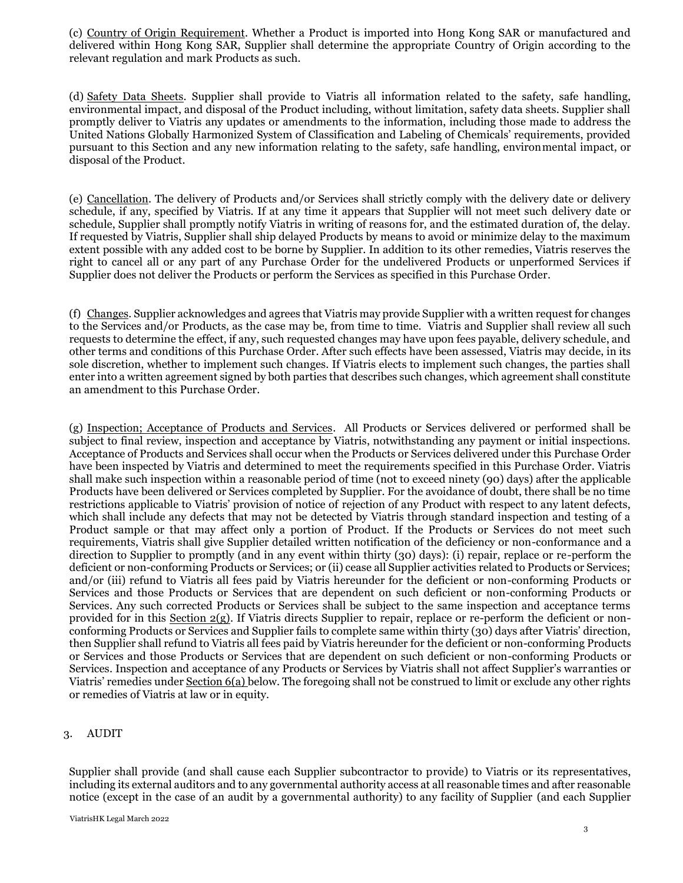(c) Country of Origin Requirement. Whether a Product is imported into Hong Kong SAR or manufactured and delivered within Hong Kong SAR, Supplier shall determine the appropriate Country of Origin according to the relevant regulation and mark Products as such.

(d) Safety Data Sheets. Supplier shall provide to Viatris all information related to the safety, safe handling, environmental impact, and disposal of the Product including, without limitation, safety data sheets. Supplier shall promptly deliver to Viatris any updates or amendments to the information, including those made to address the United Nations Globally Harmonized System of Classification and Labeling of Chemicals' requirements, provided pursuant to this Section and any new information relating to the safety, safe handling, environmental impact, or disposal of the Product.

(e) Cancellation. The delivery of Products and/or Services shall strictly comply with the delivery date or delivery schedule, if any, specified by Viatris. If at any time it appears that Supplier will not meet such delivery date or schedule, Supplier shall promptly notify Viatris in writing of reasons for, and the estimated duration of, the delay. If requested by Viatris, Supplier shall ship delayed Products by means to avoid or minimize delay to the maximum extent possible with any added cost to be borne by Supplier. In addition to its other remedies, Viatris reserves the right to cancel all or any part of any Purchase Order for the undelivered Products or unperformed Services if Supplier does not deliver the Products or perform the Services as specified in this Purchase Order.

(f) Changes. Supplier acknowledges and agrees that Viatris may provide Supplier with a written request for changes to the Services and/or Products, as the case may be, from time to time. Viatris and Supplier shall review all such requests to determine the effect, if any, such requested changes may have upon fees payable, delivery schedule, and other terms and conditions of this Purchase Order. After such effects have been assessed, Viatris may decide, in its sole discretion, whether to implement such changes. If Viatris elects to implement such changes, the parties shall enter into a written agreement signed by both parties that describes such changes, which agreement shall constitute an amendment to this Purchase Order.

(g) Inspection; Acceptance of Products and Services. All Products or Services delivered or performed shall be subject to final review, inspection and acceptance by Viatris, notwithstanding any payment or initial inspections. Acceptance of Products and Services shall occur when the Products or Services delivered under this Purchase Order have been inspected by Viatris and determined to meet the requirements specified in this Purchase Order. Viatris shall make such inspection within a reasonable period of time (not to exceed ninety (90) days) after the applicable Products have been delivered or Services completed by Supplier. For the avoidance of doubt, there shall be no time restrictions applicable to Viatris' provision of notice of rejection of any Product with respect to any latent defects, which shall include any defects that may not be detected by Viatris through standard inspection and testing of a Product sample or that may affect only a portion of Product. If the Products or Services do not meet such requirements, Viatris shall give Supplier detailed written notification of the deficiency or non-conformance and a direction to Supplier to promptly (and in any event within thirty (30) days): (i) repair, replace or re-perform the deficient or non-conforming Products or Services; or (ii) cease all Supplier activities related to Products or Services; and/or (iii) refund to Viatris all fees paid by Viatris hereunder for the deficient or non-conforming Products or Services and those Products or Services that are dependent on such deficient or non-conforming Products or Services. Any such corrected Products or Services shall be subject to the same inspection and acceptance terms provided for in this Section 2(g). If Viatris directs Supplier to repair, replace or re-perform the deficient or non-conforming Products or Services and Supplier fails to complete same within thirty (30) days after Viatris' direction, then Supplier shall refund to Viatris all fees paid by Viatris hereunder for the deficient or non-conforming Products or Services and those Products or Services that are dependent on such deficient or non-conforming Products or Services. Inspection and acceptance of any Products or Services by Viatris shall not affect Supplier's warranties or Viatris' remedies under Section 6(a) below. The foregoing shall not be construed to limit or exclude any other rights or remedies of Viatris at law or in equity.

## 3. AUDIT

Supplier shall provide (and shall cause each Supplier subcontractor to provide) to Viatris or its representatives, including its external auditors and to any governmental authority access at all reasonable times and after reasonable notice (except in the case of an audit by a governmental authority) to any facility of Supplier (and each Supplier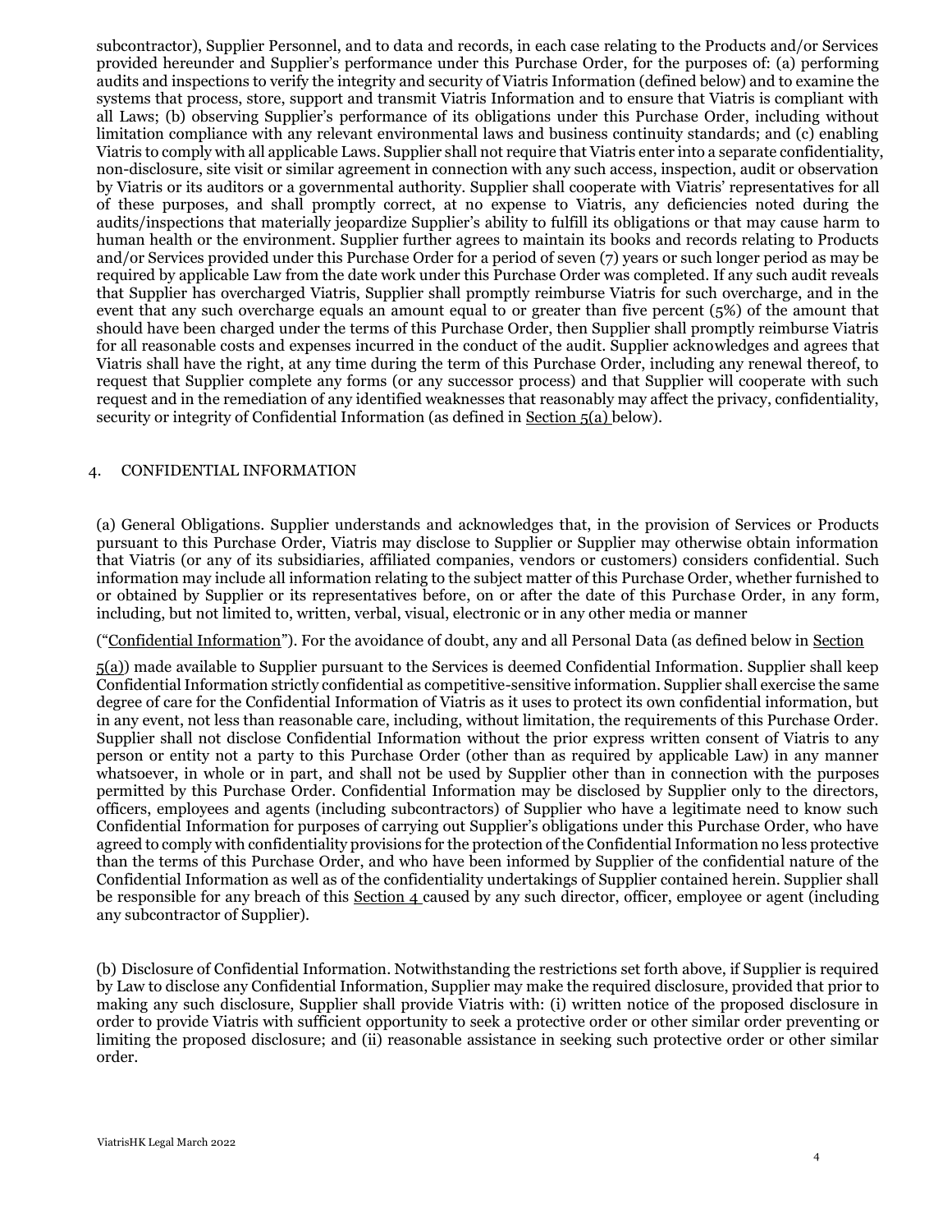subcontractor), Supplier Personnel, and to data and records, in each case relating to the Products and/or Services provided hereunder and Supplier's performance under this Purchase Order, for the purposes of: (a) performing audits and inspections to verify the integrity and security of Viatris Information (defined below) and to examine the systems that process, store, support and transmit Viatris Information and to ensure that Viatris is compliant with all Laws; (b) observing Supplier's performance of its obligations under this Purchase Order, including without limitation compliance with any relevant environmental laws and business continuity standards; and (c) enabling Viatris to comply with all applicable Laws. Supplier shall not require that Viatris enter into a separate confidentiality, non-disclosure, site visit or similar agreement in connection with any such access, inspection, audit or observation by Viatris or its auditors or a governmental authority. Supplier shall cooperate with Viatris' representatives for all of these purposes, and shall promptly correct, at no expense to Viatris, any deficiencies noted during the audits/inspections that materially jeopardize Supplier's ability to fulfill its obligations or that may cause harm to human health or the environment. Supplier further agrees to maintain its books and records relating to Products and/or Services provided under this Purchase Order for a period of seven (7) years or such longer period as may be required by applicable Law from the date work under this Purchase Order was completed. If any such audit reveals that Supplier has overcharged Viatris, Supplier shall promptly reimburse Viatris for such overcharge, and in the event that any such overcharge equals an amount equal to or greater than five percent (5%) of the amount that should have been charged under the terms of this Purchase Order, then Supplier shall promptly reimburse Viatris for all reasonable costs and expenses incurred in the conduct of the audit. Supplier acknowledges and agrees that Viatris shall have the right, at any time during the term of this Purchase Order, including any renewal thereof, to request that Supplier complete any forms (or any successor process) and that Supplier will cooperate with such request and in the remediation of any identified weaknesses that reasonably may affect the privacy, confidentiality, security or integrity of Confidential Information (as defined in Section 5(a) below).

## 4. CONFIDENTIAL INFORMATION

(a) General Obligations. Supplier understands and acknowledges that, in the provision of Services or Products pursuant to this Purchase Order, Viatris may disclose to Supplier or Supplier may otherwise obtain information that Viatris (or any of its subsidiaries, affiliated companies, vendors or customers) considers confidential. Such information may include all information relating to the subject matter of this Purchase Order, whether furnished to or obtained by Supplier or its representatives before, on or after the date of this Purchase Order, in any form, including, but not limited to, written, verbal, visual, electronic or in any other media or manner ("Confidential Information"). For the avoidance of doubt, any and all Personal Data (as defined below in Section 5(a)) made available to Supplier pursuant to the Services is deemed Confidential Information. Supplier shall keep Confidential Information strictly confidential as competitive-sensitive information. Supplier shall exercise the same degree of care for the Confidential Information of Viatris as it uses to protect its own confidential information, but in any event, not less than reasonable care, including, without limitation, the requirements of this Purchase Order. Supplier shall not disclose Confidential Information without the prior express written consent of Viatris to any person or entity not a party to this Purchase Order (other than as required by applicable Law) in any manner whatsoever, in whole or in part, and shall not be used by Supplier other than in connection with the purposes permitted by this Purchase Order. Confidential Information may be disclosed by Supplier only to the directors, officers, employees and agents (including subcontractors) of Supplier who have a legitimate need to know such Confidential Information for purposes of carrying out Supplier's obligations under this Purchase Order, who have agreed to comply with confidentiality provisions for the protection of the Confidential Information no less protective than the terms of this Purchase Order, and who have been informed by Supplier of the confidential nature of the Confidential Information as well as of the confidentiality undertakings of Supplier contained herein. Supplier shall be responsible for any breach of this Section 4 caused by any such director, officer, employee or agent (including any subcontractor of Supplier).

(b) Disclosure of Confidential Information. Notwithstanding the restrictions set forth above, if Supplier is required by Law to disclose any Confidential Information, Supplier may make the required disclosure, provided that prior to making any such disclosure, Supplier shall provide Viatris with: (i) written notice of the proposed disclosure in order to provide Viatris with sufficient opportunity to seek a protective order or other similar order preventing or limiting the proposed disclosure; and (ii) reasonable assistance in seeking such protective order or other similar order.

ViatrisHK Legal March 2022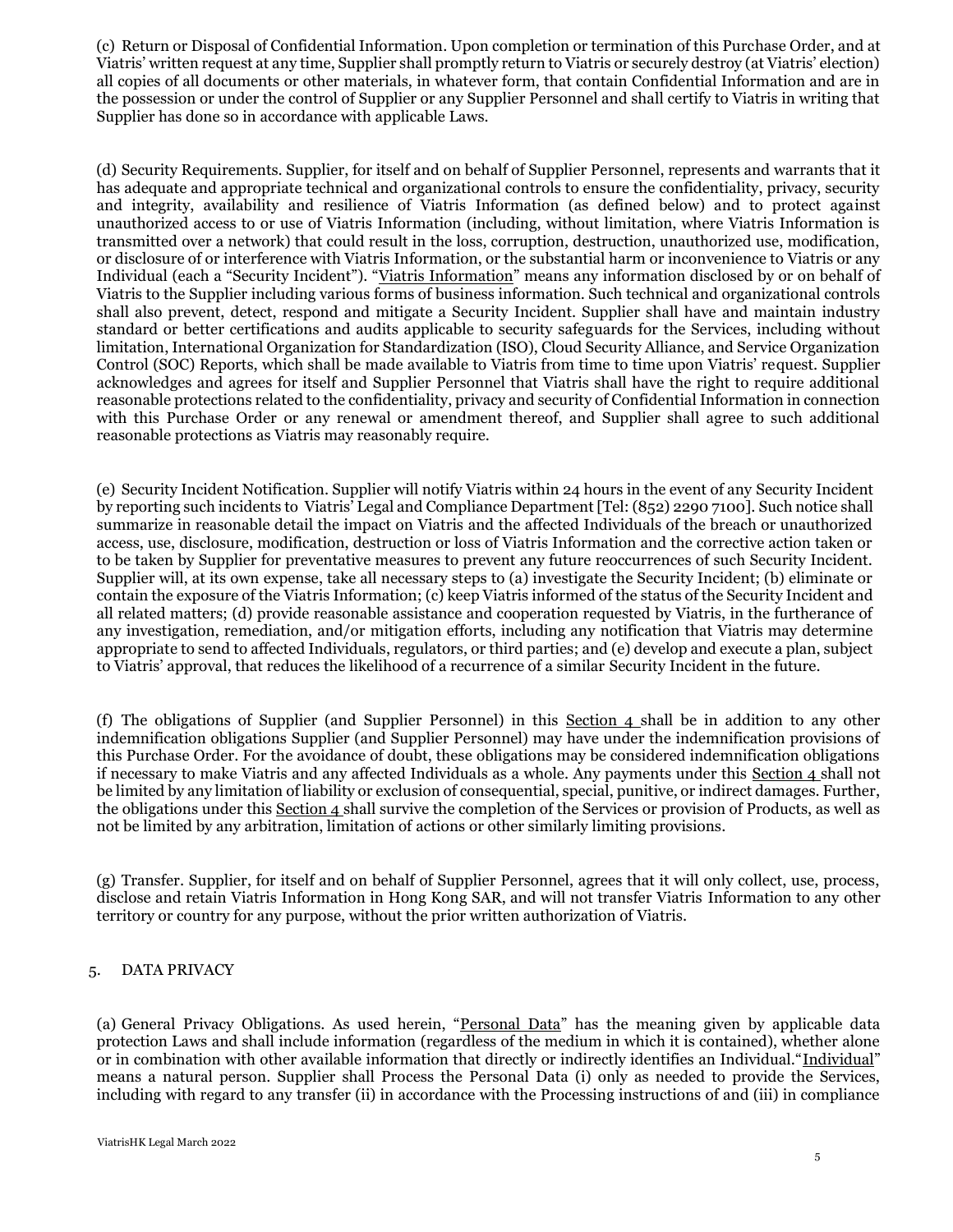(c) Return or Disposal of Confidential Information. Upon completion or termination of this Purchase Order, and at Viatris' written request at any time, Supplier shall promptly return to Viatris or securely destroy (at Viatris' election) all copies of all documents or other materials, in whatever form, that contain Confidential Information and are in the possession or under the control of Supplier or any Supplier Personnel and shall certify to Viatris in writing that Supplier has done so in accordance with applicable Laws.

(d) Security Requirements. Supplier, for itself and on behalf of Supplier Personnel, represents and warrants that it has adequate and appropriate technical and organizational controls to ensure the confidentiality, privacy, security and integrity, availability and resilience of Viatris Information (as defined below) and to protect against unauthorized access to or use of Viatris Information (including, without limitation, where Viatris Information is transmitted over a network) that could result in the loss, corruption, destruction, unauthorized use, modification, or disclosure of or interference with Viatris Information, or the substantial harm or inconvenience to Viatris or any Individual (each a "Security Incident"). "Viatris Information" means any information disclosed by or on behalf of Viatris to the Supplier including various forms of business information. Such technical and organizational controls shall also prevent, detect, respond and mitigate a Security Incident. Supplier shall have and maintain industry standard or better certifications and audits applicable to security safeguards for the Services, including without limitation, International Organization for Standardization (ISO), Cloud Security Alliance, and Service Organization Control (SOC) Reports, which shall be made available to Viatris from time to time upon Viatris' request. Supplier acknowledges and agrees for itself and Supplier Personnel that Viatris shall have the right to require additional reasonable protections related to the confidentiality, privacy and security of Confidential Information in connection with this Purchase Order or any renewal or amendment thereof, and Supplier shall agree to such additional reasonable protections as Viatris may reasonably require.

(e) Security Incident Notification. Supplier will notify Viatris within 24 hours in the event of any Security Incident by reporting such incidents to Viatris' Legal and Compliance Department [Tel: (852) 2290 7100]. Such notice shall summarize in reasonable detail the impact on Viatris and the affected Individuals of the breach or unauthorized access, use, disclosure, modification, destruction or loss of Viatris Information and the corrective action taken or to be taken by Supplier for preventative measures to prevent any future reoccurrences of such Security Incident. Supplier will, at its own expense, take all necessary steps to (a) investigate the Security Incident; (b) eliminate or contain the exposure of the Viatris Information; (c) keep Viatris informed of the status of the Security Incident and all related matters; (d) provide reasonable assistance and cooperation requested by Viatris, in the furtherance of any investigation, remediation, and/or mitigation efforts, including any notification that Viatris may determine appropriate to send to affected Individuals, regulators, or third parties; and (e) develop and execute a plan, subject to Viatris' approval, that reduces the likelihood of a recurrence of a similar Security Incident in the future.

(f) The obligations of Supplier (and Supplier Personnel) in this Section 4 shall be in addition to any other indemnification obligations Supplier (and Supplier Personnel) may have under the indemnification provisions of this Purchase Order. For the avoidance of doubt, these obligations may be considered indemnification obligations if necessary to make Viatris and any affected Individuals as a whole. Any payments under this Section 4 shall not be limited by any limitation of liability or exclusion of consequential, special, punitive, or indirect damages. Further, the obligations under this Section 4 shall survive the completion of the Services or provision of Products, as well as not be limited by any arbitration, limitation of actions or other similarly limiting provisions.

(g) Transfer. Supplier, for itself and on behalf of Supplier Personnel, agrees that it will only collect, use, process, disclose and retain Viatris Information in Hong Kong SAR, and will not transfer Viatris Information to any other territory or country for any purpose, without the prior written authorization of Viatris.

5. DATA PRIVACY

(a) General Privacy Obligations. As used herein, "Personal Data" has the meaning given by applicable data protection Laws and shall include information (regardless of the medium in which it is contained), whether alone or in combination with other available information that directly or indirectly identifies an Individual."Individual" means a natural person. Supplier shall Process the Personal Data (i) only as needed to provide the Services, including with regard to any transfer (ii) in accordance with the Processing instructions of and (iii) in compliance

ViatrisHK Legal March 2022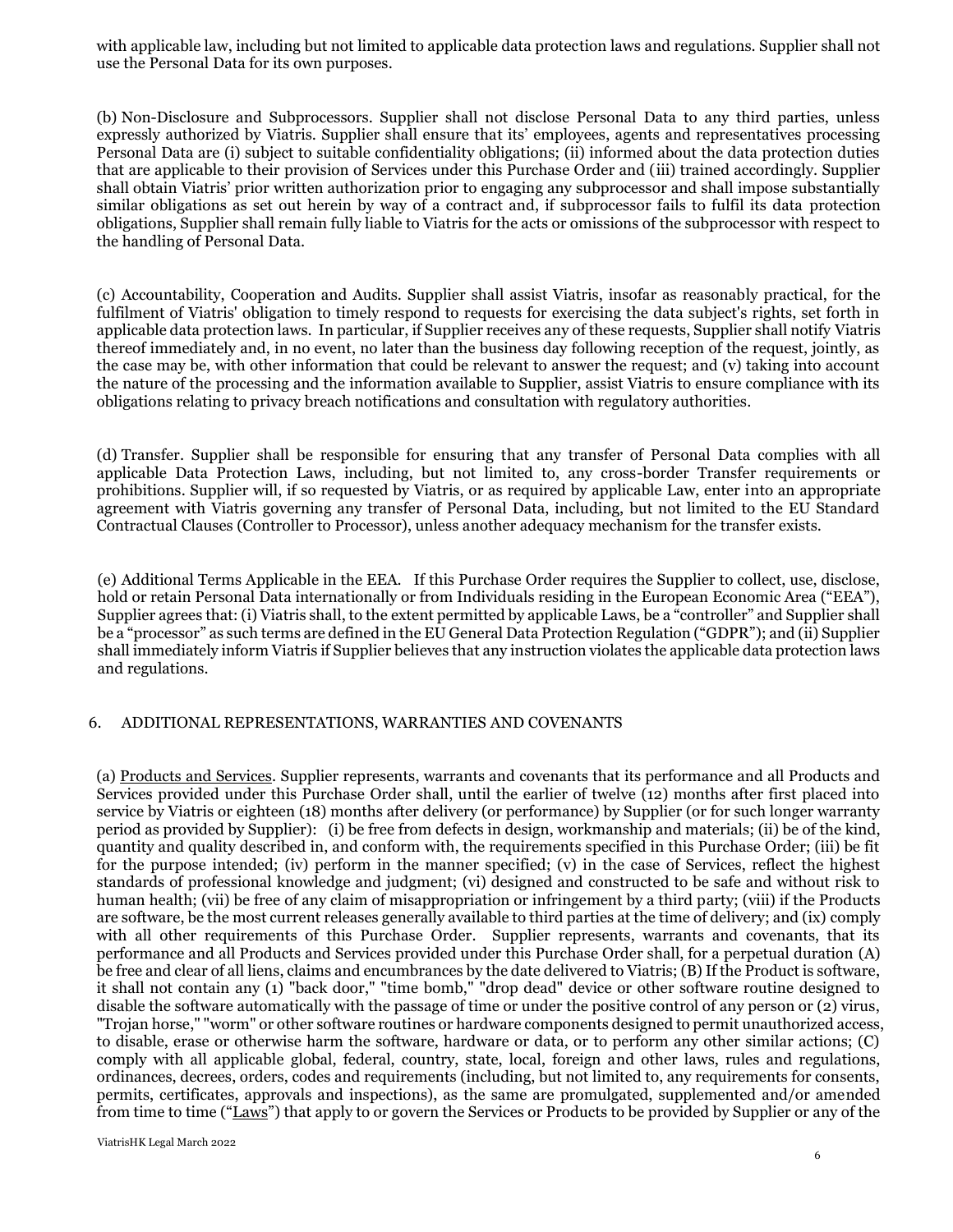with applicable law, including but not limited to applicable data protection laws and regulations. Supplier shall not use the Personal Data for its own purposes.

(b) Non-Disclosure and Subprocessors. Supplier shall not disclose Personal Data to any third parties, unless expressly authorized by Viatris. Supplier shall ensure that its' employees, agents and representatives processing Personal Data are (i) subject to suitable confidentiality obligations; (ii) informed about the data protection duties that are applicable to their provision of Services under this Purchase Order and (iii) trained accordingly. Supplier shall obtain Viatris' prior written authorization prior to engaging any subprocessor and shall impose substantially similar obligations as set out herein by way of a contract and, if subprocessor fails to fulfil its data protection obligations, Supplier shall remain fully liable to Viatris for the acts or omissions of the subprocessor with respect to the handling of Personal Data.

(c) Accountability, Cooperation and Audits. Supplier shall assist Viatris, insofar as reasonably practical, for the fulfilment of Viatris' obligation to timely respond to requests for exercising the data subject's rights, set forth in applicable data protection laws. In particular, if Supplier receives any of these requests, Supplier shall notify Viatris thereof immediately and, in no event, no later than the business day following reception of the request, jointly, as the case may be, with other information that could be relevant to answer the request; and (v) taking into account the nature of the processing and the information available to Supplier, assist Viatris to ensure compliance with its obligations relating to privacy breach notifications and consultation with regulatory authorities.

(d) Transfer. Supplier shall be responsible for ensuring that any transfer of Personal Data complies with all applicable Data Protection Laws, including, but not limited to, any cross-border Transfer requirements or prohibitions. Supplier will, if so requested by Viatris, or as required by applicable Law, enter into an appropriate agreement with Viatris governing any transfer of Personal Data, including, but not limited to the EU Standard Contractual Clauses (Controller to Processor), unless another adequacy mechanism for the transfer exists.

(e) Additional Terms Applicable in the EEA. If this Purchase Order requires the Supplier to collect, use, disclose, hold or retain Personal Data internationally or from Individuals residing in the European Economic Area ("EEA"), Supplier agrees that: (i) Viatris shall, to the extent permitted by applicable Laws, be a "controller" and Supplier shall be a "processor" as such terms are defined in the EU General Data Protection Regulation ("GDPR"); and (ii) Supplier shall immediately inform Viatris if Supplier believes that any instruction violates the applicable data protection laws and regulations.

6. ADDITIONAL REPRESENTATIONS, WARRANTIES AND COVENANTS

(a) Products and Services. Supplier represents, warrants and covenants that its performance and all Products and Services provided under this Purchase Order shall, until the earlier of twelve (12) months after first placed into service by Viatris or eighteen (18) months after delivery (or performance) by Supplier (or for such longer warranty period as provided by Supplier): (i) be free from defects in design, workmanship and materials; (ii) be of the kind, quantity and quality described in, and conform with, the requirements specified in this Purchase Order; (iii) be fit for the purpose intended; (iv) perform in the manner specified; (v) in the case of Services, reflect the highest standards of professional knowledge and judgment; (vi) designed and constructed to be safe and without risk to human health; (vii) be free of any claim of misappropriation or infringement by a third party; (viii) if the Products are software, be the most current releases generally available to third parties at the time of delivery; and (ix) comply with all other requirements of this Purchase Order. Supplier represents, warrants and covenants, that its performance and all Products and Services provided under this Purchase Order shall, for a perpetual duration (A) be free and clear of all liens, claims and encumbrances by the date delivered to Viatris; (B) If the Product is software, it shall not contain any (1) "back door," "time bomb," "drop dead" device or other software routine designed to disable the software automatically with the passage of time or under the positive control of any person or (2) virus, "Trojan horse," "worm" or other software routines or hardware components designed to permit unauthorized access, to disable, erase or otherwise harm the software, hardware or data, or to perform any other similar actions; (C) comply with all applicable global, federal, country, state, local, foreign and other laws, rules and regulations, ordinances, decrees, orders, codes and requirements (including, but not limited to, any requirements for consents, permits, certificates, approvals and inspections), as the same are promulgated, supplemented and/or amended from time to time ("Laws") that apply to or govern the Services or Products to be provided by Supplier or any of the

ViatrisHK Legal March 2022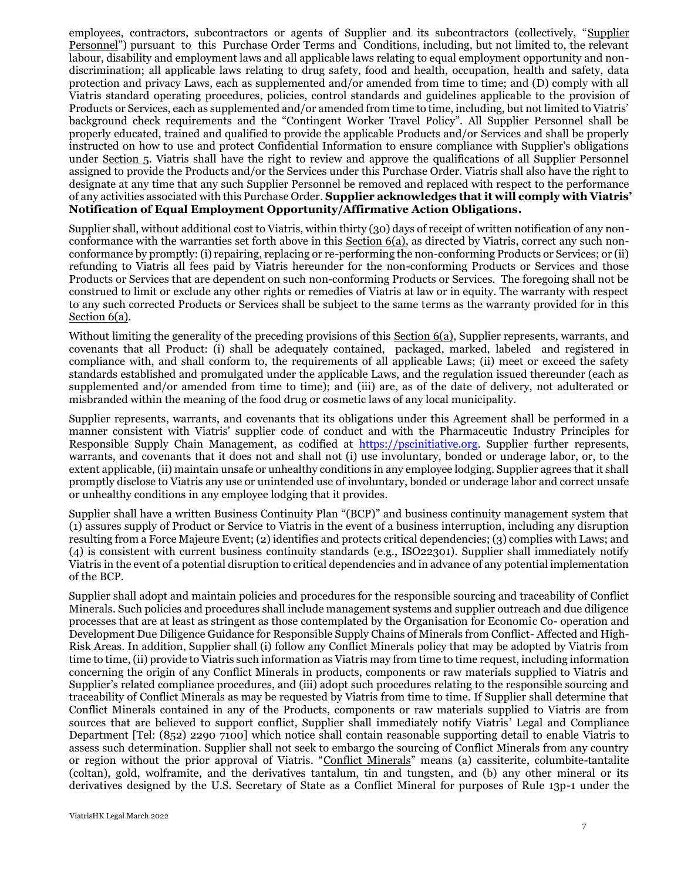employees, contractors, subcontractors or agents of Supplier and its subcontractors (collectively, "Supplier Personnel") pursuant to this Purchase Order Terms and Conditions, including, but not limited to, the relevant labour, disability and employment laws and all applicable laws relating to equal employment opportunity and non-discrimination; all applicable laws relating to drug safety, food and health, occupation, health and safety, data protection and privacy Laws, each as supplemented and/or amended from time to time; and (D) comply with all Viatris standard operating procedures, policies, control standards and guidelines applicable to the provision of Products or Services, each as supplemented and/or amended from time to time, including, but not limited to Viatris' background check requirements and the "Contingent Worker Travel Policy". All Supplier Personnel shall be properly educated, trained and qualified to provide the applicable Products and/or Services and shall be properly instructed on how to use and protect Confidential Information to ensure compliance with Supplier's obligations under Section 5. Viatris shall have the right to review and approve the qualifications of all Supplier Personnel assigned to provide the Products and/or the Services under this Purchase Order. Viatris shall also have the right to designate at any time that any such Supplier Personnel be removed and replaced with respect to the performance of any activities associated with this Purchase Order. **Supplier acknowledges that it will comply with Viatris' Notification of Equal Employment Opportunity/Affirmative Action Obligations.**

Supplier shall, without additional cost to Viatris, within thirty (30) days of receipt of written notification of any non-conformance with the warranties set forth above in this Section 6(a), as directed by Viatris, correct any such non-conformance by promptly: (i) repairing, replacing or re-performing the non-conforming Products or Services; or (ii) refunding to Viatris all fees paid by Viatris hereunder for the non-conforming Products or Services and those Products or Services that are dependent on such non-conforming Products or Services. The foregoing shall not be construed to limit or exclude any other rights or remedies of Viatris at law or in equity. The warranty with respect to any such corrected Products or Services shall be subject to the same terms as the warranty provided for in this Section 6(a).

Without limiting the generality of the preceding provisions of this Section 6(a), Supplier represents, warrants, and covenants that all Product: (i) shall be adequately contained, packaged, marked, labeled and registered in compliance with, and shall conform to, the requirements of all applicable Laws; (ii) meet or exceed the safety standards established and promulgated under the applicable Laws, and the regulation issued thereunder (each as supplemented and/or amended from time to time); and (iii) are, as of the date of delivery, not adulterated or misbranded within the meaning of the food drug or cosmetic laws of any local municipality.

Supplier represents, warrants, and covenants that its obligations under this Agreement shall be performed in a manner consistent with Viatris' supplier code of conduct and with the Pharmaceutic Industry Principles for Responsible Supply Chain Management, as codified at https://pscinitiative.org. Supplier further represents, warrants, and covenants that it does not and shall not (i) use involuntary, bonded or underage labor, or, to the extent applicable, (ii) maintain unsafe or unhealthy conditions in any employee lodging. Supplier agrees that it shall promptly disclose to Viatris any use or unintended use of involuntary, bonded or underage labor and correct unsafe or unhealthy conditions in any employee lodging that it provides.

Supplier shall have a written Business Continuity Plan "(BCP)" and business continuity management system that (1) assures supply of Product or Service to Viatris in the event of a business interruption, including any disruption resulting from a Force Majeure Event; (2) identifies and protects critical dependencies; (3) complies with Laws; and (4) is consistent with current business continuity standards (e.g., ISO22301). Supplier shall immediately notify Viatris in the event of a potential disruption to critical dependencies and in advance of any potential implementation of the BCP.

Supplier shall adopt and maintain policies and procedures for the responsible sourcing and traceability of Conflict Minerals. Such policies and procedures shall include management systems and supplier outreach and due diligence processes that are at least as stringent as those contemplated by the Organisation for Economic Co- operation and Development Due Diligence Guidance for Responsible Supply Chains of Minerals from Conflict- Affected and High-Risk Areas. In addition, Supplier shall (i) follow any Conflict Minerals policy that may be adopted by Viatris from time to time, (ii) provide to Viatris such information as Viatris may from time to time request, including information concerning the origin of any Conflict Minerals in products, components or raw materials supplied to Viatris and Supplier's related compliance procedures, and (iii) adopt such procedures relating to the responsible sourcing and traceability of Conflict Minerals as may be requested by Viatris from time to time. If Supplier shall determine that Conflict Minerals contained in any of the Products, components or raw materials supplied to Viatris are from sources that are believed to support conflict, Supplier shall immediately notify Viatris' Legal and Compliance Department [Tel: (852) 2290 7100] which notice shall contain reasonable supporting detail to enable Viatris to assess such determination. Supplier shall not seek to embargo the sourcing of Conflict Minerals from any country or region without the prior approval of Viatris. "Conflict Minerals" means (a) cassiterite, columbite-tantalite (coltan), gold, wolframite, and the derivatives tantalum, tin and tungsten, and (b) any other mineral or its derivatives designed by the U.S. Secretary of State as a Conflict Mineral for purposes of Rule 13p-1 under the

ViatrisHK Legal March 2022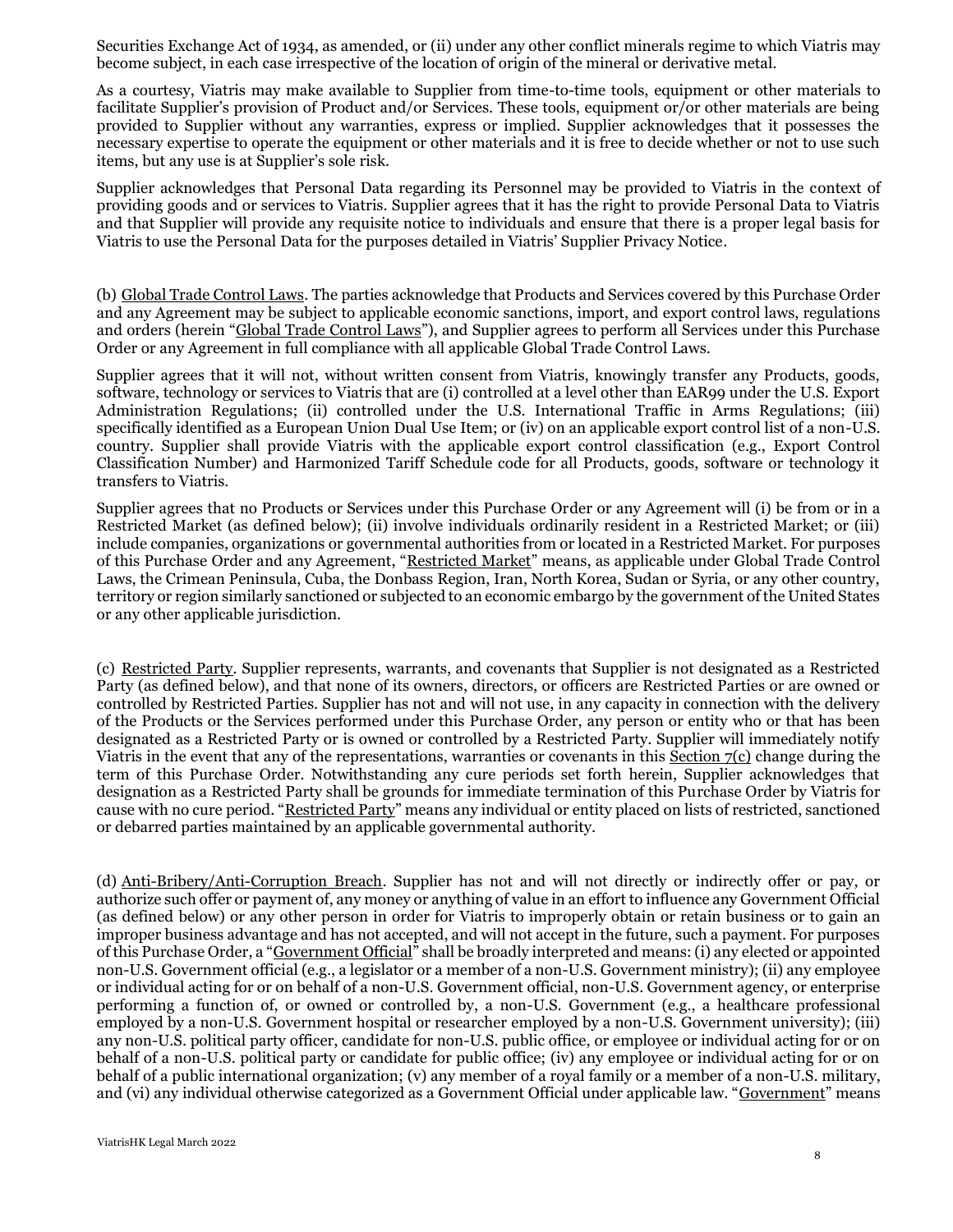Securities Exchange Act of 1934, as amended, or (ii) under any other conflict minerals regime to which Viatris may become subject, in each case irrespective of the location of origin of the mineral or derivative metal.

As a courtesy, Viatris may make available to Supplier from time-to-time tools, equipment or other materials to facilitate Supplier's provision of Product and/or Services. These tools, equipment or/or other materials are being provided to Supplier without any warranties, express or implied. Supplier acknowledges that it possesses the necessary expertise to operate the equipment or other materials and it is free to decide whether or not to use such items, but any use is at Supplier's sole risk.

Supplier acknowledges that Personal Data regarding its Personnel may be provided to Viatris in the context of providing goods and or services to Viatris. Supplier agrees that it has the right to provide Personal Data to Viatris and that Supplier will provide any requisite notice to individuals and ensure that there is a proper legal basis for Viatris to use the Personal Data for the purposes detailed in Viatris' Supplier Privacy Notice.

(b) Global Trade Control Laws. The parties acknowledge that Products and Services covered by this Purchase Order and any Agreement may be subject to applicable economic sanctions, import, and export control laws, regulations and orders (herein "Global Trade Control Laws"), and Supplier agrees to perform all Services under this Purchase Order or any Agreement in full compliance with all applicable Global Trade Control Laws.

Supplier agrees that it will not, without written consent from Viatris, knowingly transfer any Products, goods, software, technology or services to Viatris that are (i) controlled at a level other than EAR99 under the U.S. Export Administration Regulations; (ii) controlled under the U.S. International Traffic in Arms Regulations; (iii) specifically identified as a European Union Dual Use Item; or (iv) on an applicable export control list of a non-U.S. country. Supplier shall provide Viatris with the applicable export control classification (e.g., Export Control Classification Number) and Harmonized Tariff Schedule code for all Products, goods, software or technology it transfers to Viatris.

Supplier agrees that no Products or Services under this Purchase Order or any Agreement will (i) be from or in a Restricted Market (as defined below); (ii) involve individuals ordinarily resident in a Restricted Market; or (iii) include companies, organizations or governmental authorities from or located in a Restricted Market. For purposes of this Purchase Order and any Agreement, "Restricted Market" means, as applicable under Global Trade Control Laws, the Crimean Peninsula, Cuba, the Donbass Region, Iran, North Korea, Sudan or Syria, or any other country, territory or region similarly sanctioned or subjected to an economic embargo by the government of the United States or any other applicable jurisdiction.

(c) Restricted Party. Supplier represents, warrants, and covenants that Supplier is not designated as a Restricted Party (as defined below), and that none of its owners, directors, or officers are Restricted Parties or are owned or controlled by Restricted Parties. Supplier has not and will not use, in any capacity in connection with the delivery of the Products or the Services performed under this Purchase Order, any person or entity who or that has been designated as a Restricted Party or is owned or controlled by a Restricted Party. Supplier will immediately notify Viatris in the event that any of the representations, warranties or covenants in this Section 7(c) change during the term of this Purchase Order. Notwithstanding any cure periods set forth herein, Supplier acknowledges that designation as a Restricted Party shall be grounds for immediate termination of this Purchase Order by Viatris for cause with no cure period. "Restricted Party" means any individual or entity placed on lists of restricted, sanctioned or debarred parties maintained by an applicable governmental authority.

(d) Anti-Bribery/Anti-Corruption Breach. Supplier has not and will not directly or indirectly offer or pay, or authorize such offer or payment of, any money or anything of value in an effort to influence any Government Official (as defined below) or any other person in order for Viatris to improperly obtain or retain business or to gain an improper business advantage and has not accepted, and will not accept in the future, such a payment. For purposes of this Purchase Order, a "Government Official" shall be broadly interpreted and means: (i) any elected or appointed non-U.S. Government official (e.g., a legislator or a member of a non-U.S. Government ministry); (ii) any employee or individual acting for or on behalf of a non-U.S. Government official, non-U.S. Government agency, or enterprise performing a function of, or owned or controlled by, a non-U.S. Government (e.g., a healthcare professional employed by a non-U.S. Government hospital or researcher employed by a non-U.S. Government university); (iii) any non-U.S. political party officer, candidate for non-U.S. public office, or employee or individual acting for or on behalf of a non-U.S. political party or candidate for public office; (iv) any employee or individual acting for or on behalf of a public international organization; (v) any member of a royal family or a member of a non-U.S. military, and (vi) any individual otherwise categorized as a Government Official under applicable law. "Government" means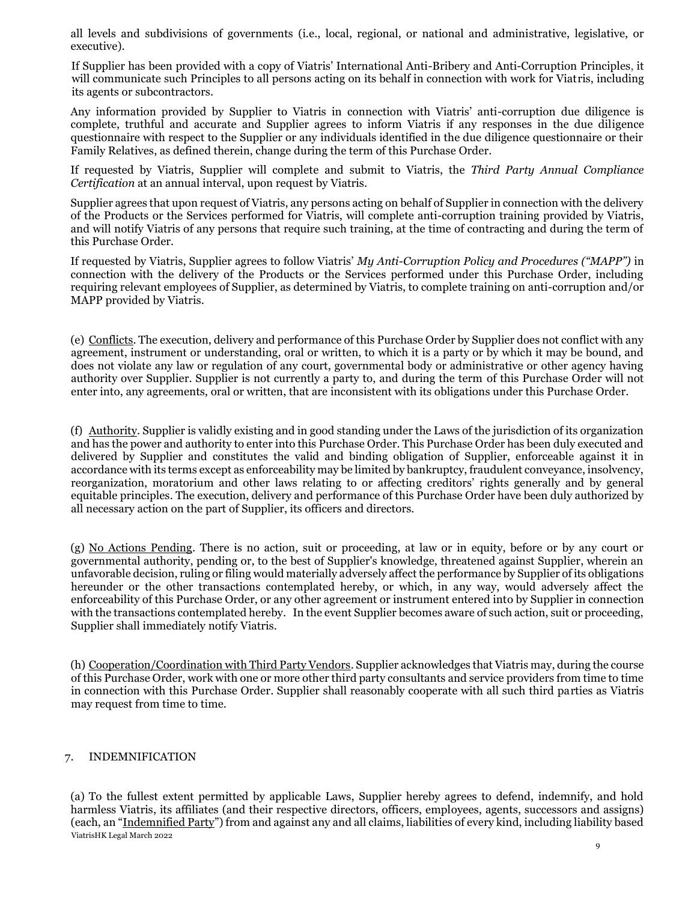all levels and subdivisions of governments (i.e., local, regional, or national and administrative, legislative, or executive).

If Supplier has been provided with a copy of Viatris' International Anti-Bribery and Anti-Corruption Principles, it will communicate such Principles to all persons acting on its behalf in connection with work for Viatris, including its agents or subcontractors.

Any information provided by Supplier to Viatris in connection with Viatris' anti-corruption due diligence is complete, truthful and accurate and Supplier agrees to inform Viatris if any responses in the due diligence questionnaire with respect to the Supplier or any individuals identified in the due diligence questionnaire or their Family Relatives, as defined therein, change during the term of this Purchase Order.

If requested by Viatris, Supplier will complete and submit to Viatris, the *Third Party Annual Compliance Certification* at an annual interval, upon request by Viatris.

Supplier agrees that upon request of Viatris, any persons acting on behalf of Supplier in connection with the delivery of the Products or the Services performed for Viatris, will complete anti-corruption training provided by Viatris, and will notify Viatris of any persons that require such training, at the time of contracting and during the term of this Purchase Order.

If requested by Viatris, Supplier agrees to follow Viatris' *My Anti-Corruption Policy and Procedures ("MAPP")* in connection with the delivery of the Products or the Services performed under this Purchase Order, including requiring relevant employees of Supplier, as determined by Viatris, to complete training on anti-corruption and/or MAPP provided by Viatris.

(e) Conflicts. The execution, delivery and performance of this Purchase Order by Supplier does not conflict with any agreement, instrument or understanding, oral or written, to which it is a party or by which it may be bound, and does not violate any law or regulation of any court, governmental body or administrative or other agency having authority over Supplier. Supplier is not currently a party to, and during the term of this Purchase Order will not enter into, any agreements, oral or written, that are inconsistent with its obligations under this Purchase Order.

(f) Authority. Supplier is validly existing and in good standing under the Laws of the jurisdiction of its organization and has the power and authority to enter into this Purchase Order. This Purchase Order has been duly executed and delivered by Supplier and constitutes the valid and binding obligation of Supplier, enforceable against it in accordance with its terms except as enforceability may be limited by bankruptcy, fraudulent conveyance, insolvency, reorganization, moratorium and other laws relating to or affecting creditors' rights generally and by general equitable principles. The execution, delivery and performance of this Purchase Order have been duly authorized by all necessary action on the part of Supplier, its officers and directors.

(g) No Actions Pending. There is no action, suit or proceeding, at law or in equity, before or by any court or governmental authority, pending or, to the best of Supplier's knowledge, threatened against Supplier, wherein an unfavorable decision, ruling or filing would materially adversely affect the performance by Supplier of its obligations hereunder or the other transactions contemplated hereby, or which, in any way, would adversely affect the enforceability of this Purchase Order, or any other agreement or instrument entered into by Supplier in connection with the transactions contemplated hereby. In the event Supplier becomes aware of such action, suit or proceeding, Supplier shall immediately notify Viatris.

(h) Cooperation/Coordination with Third Party Vendors. Supplier acknowledges that Viatris may, during the course of this Purchase Order, work with one or more other third party consultants and service providers from time to time in connection with this Purchase Order. Supplier shall reasonably cooperate with all such third parties as Viatris may request from time to time.

## 7. INDEMNIFICATION

(a) To the fullest extent permitted by applicable Laws, Supplier hereby agrees to defend, indemnify, and hold harmless Viatris, its affiliates (and their respective directors, officers, employees, agents, successors and assigns) (each, an "Indemnified Party") from and against any and all claims, liabilities of every kind, including liability based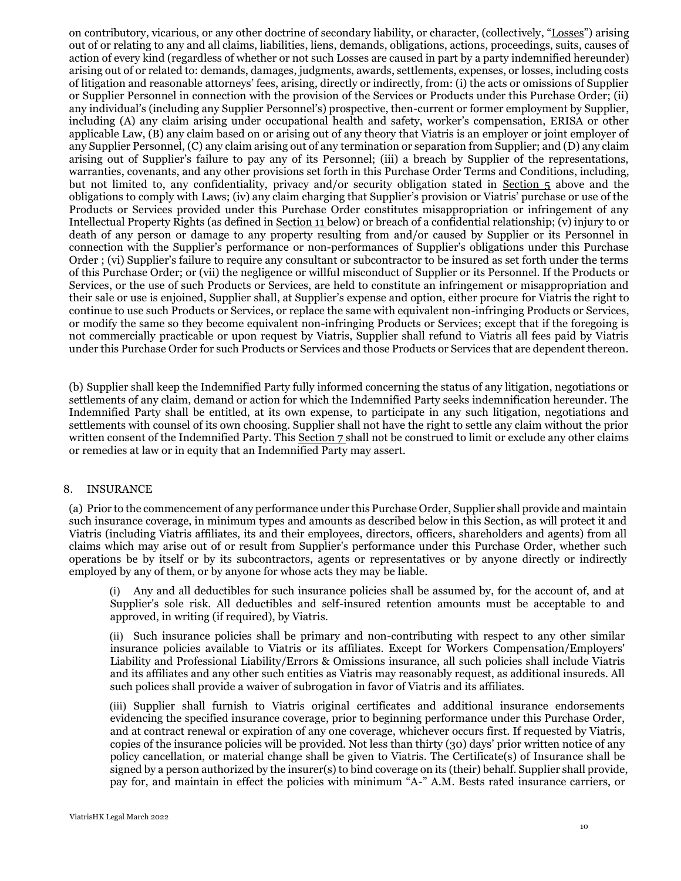on contributory, vicarious, or any other doctrine of secondary liability, or character, (collectively, "Losses") arising out of or relating to any and all claims, liabilities, liens, demands, obligations, actions, proceedings, suits, causes of action of every kind (regardless of whether or not such Losses are caused in part by a party indemnified hereunder) arising out of or related to: demands, damages, judgments, awards, settlements, expenses, or losses, including costs of litigation and reasonable attorneys' fees, arising, directly or indirectly, from: (i) the acts or omissions of Supplier or Supplier Personnel in connection with the provision of the Services or Products under this Purchase Order; (ii) any individual's (including any Supplier Personnel's) prospective, then-current or former employment by Supplier, including (A) any claim arising under occupational health and safety, worker's compensation, ERISA or other applicable Law, (B) any claim based on or arising out of any theory that Viatris is an employer or joint employer of any Supplier Personnel, (C) any claim arising out of any termination or separation from Supplier; and (D) any claim arising out of Supplier's failure to pay any of its Personnel; (iii) a breach by Supplier of the representations, warranties, covenants, and any other provisions set forth in this Purchase Order Terms and Conditions, including, but not limited to, any confidentiality, privacy and/or security obligation stated in Section 5 above and the obligations to comply with Laws; (iv) any claim charging that Supplier's provision or Viatris' purchase or use of the Products or Services provided under this Purchase Order constitutes misappropriation or infringement of any Intellectual Property Rights (as defined in Section 11 below) or breach of a confidential relationship; (v) injury to or death of any person or damage to any property resulting from and/or caused by Supplier or its Personnel in connection with the Supplier's performance or non-performances of Supplier's obligations under this Purchase Order ; (vi) Supplier's failure to require any consultant or subcontractor to be insured as set forth under the terms of this Purchase Order; or (vii) the negligence or willful misconduct of Supplier or its Personnel. If the Products or Services, or the use of such Products or Services, are held to constitute an infringement or misappropriation and their sale or use is enjoined, Supplier shall, at Supplier's expense and option, either procure for Viatris the right to continue to use such Products or Services, or replace the same with equivalent non-infringing Products or Services, or modify the same so they become equivalent non-infringing Products or Services; except that if the foregoing is not commercially practicable or upon request by Viatris, Supplier shall refund to Viatris all fees paid by Viatris under this Purchase Order for such Products or Services and those Products or Services that are dependent thereon.

(b) Supplier shall keep the Indemnified Party fully informed concerning the status of any litigation, negotiations or settlements of any claim, demand or action for which the Indemnified Party seeks indemnification hereunder. The Indemnified Party shall be entitled, at its own expense, to participate in any such litigation, negotiations and settlements with counsel of its own choosing. Supplier shall not have the right to settle any claim without the prior written consent of the Indemnified Party. This Section 7 shall not be construed to limit or exclude any other claims or remedies at law or in equity that an Indemnified Party may assert.

## 8. INSURANCE

(a) Prior to the commencement of any performance under this Purchase Order, Supplier shall provide and maintain such insurance coverage, in minimum types and amounts as described below in this Section, as will protect it and Viatris (including Viatris affiliates, its and their employees, directors, officers, shareholders and agents) from all claims which may arise out of or result from Supplier's performance under this Purchase Order, whether such operations be by itself or by its subcontractors, agents or representatives or by anyone directly or indirectly employed by any of them, or by anyone for whose acts they may be liable.

(i) Any and all deductibles for such insurance policies shall be assumed by, for the account of, and at Supplier's sole risk. All deductibles and self-insured retention amounts must be acceptable to and approved, in writing (if required), by Viatris.

(ii) Such insurance policies shall be primary and non-contributing with respect to any other similar insurance policies available to Viatris or its affiliates. Except for Workers Compensation/Employers' Liability and Professional Liability/Errors & Omissions insurance, all such policies shall include Viatris and its affiliates and any other such entities as Viatris may reasonably request, as additional insureds. All such polices shall provide a waiver of subrogation in favor of Viatris and its affiliates.

(iii) Supplier shall furnish to Viatris original certificates and additional insurance endorsements evidencing the specified insurance coverage, prior to beginning performance under this Purchase Order, and at contract renewal or expiration of any one coverage, whichever occurs first. If requested by Viatris, copies of the insurance policies will be provided. Not less than thirty (30) days' prior written notice of any policy cancellation, or material change shall be given to Viatris. The Certificate(s) of Insurance shall be signed by a person authorized by the insurer(s) to bind coverage on its (their) behalf. Supplier shall provide, pay for, and maintain in effect the policies with minimum "A-" A.M. Bests rated insurance carriers, or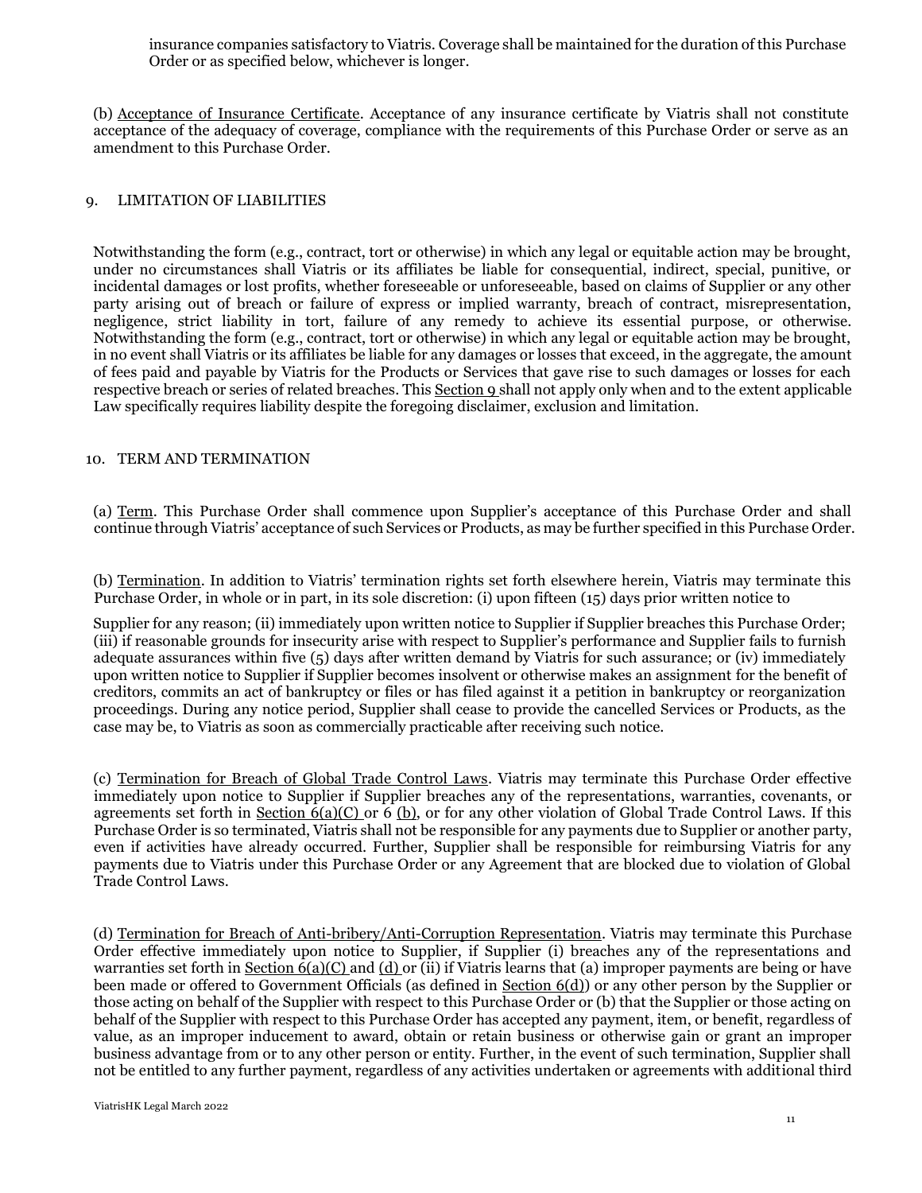insurance companies satisfactory to Viatris. Coverage shall be maintained for the duration of this Purchase Order or as specified below, whichever is longer.

(b) Acceptance of Insurance Certificate. Acceptance of any insurance certificate by Viatris shall not constitute acceptance of the adequacy of coverage, compliance with the requirements of this Purchase Order or serve as an amendment to this Purchase Order.

## 9. LIMITATION OF LIABILITIES

Notwithstanding the form (e.g., contract, tort or otherwise) in which any legal or equitable action may be brought, under no circumstances shall Viatris or its affiliates be liable for consequential, indirect, special, punitive, or incidental damages or lost profits, whether foreseeable or unforeseeable, based on claims of Supplier or any other party arising out of breach or failure of express or implied warranty, breach of contract, misrepresentation, negligence, strict liability in tort, failure of any remedy to achieve its essential purpose, or otherwise. Notwithstanding the form (e.g., contract, tort or otherwise) in which any legal or equitable action may be brought, in no event shall Viatris or its affiliates be liable for any damages or losses that exceed, in the aggregate, the amount of fees paid and payable by Viatris for the Products or Services that gave rise to such damages or losses for each respective breach or series of related breaches. This Section 9 shall not apply only when and to the extent applicable Law specifically requires liability despite the foregoing disclaimer, exclusion and limitation.

## 10. TERM AND TERMINATION

(a) Term. This Purchase Order shall commence upon Supplier's acceptance of this Purchase Order and shall continue through Viatris' acceptance of such Services or Products, as may be further specified in this Purchase Order.

(b) Termination. In addition to Viatris' termination rights set forth elsewhere herein, Viatris may terminate this Purchase Order, in whole or in part, in its sole discretion: (i) upon fifteen (15) days prior written notice to Supplier for any reason; (ii) immediately upon written notice to Supplier if Supplier breaches this Purchase Order; (iii) if reasonable grounds for insecurity arise with respect to Supplier's performance and Supplier fails to furnish adequate assurances within five (5) days after written demand by Viatris for such assurance; or (iv) immediately upon written notice to Supplier if Supplier becomes insolvent or otherwise makes an assignment for the benefit of creditors, commits an act of bankruptcy or files or has filed against it a petition in bankruptcy or reorganization proceedings. During any notice period, Supplier shall cease to provide the cancelled Services or Products, as the case may be, to Viatris as soon as commercially practicable after receiving such notice.

(c) Termination for Breach of Global Trade Control Laws. Viatris may terminate this Purchase Order effective immediately upon notice to Supplier if Supplier breaches any of the representations, warranties, covenants, or agreements set forth in Section 6(a)(C) or 6 (b), or for any other violation of Global Trade Control Laws. If this Purchase Order is so terminated, Viatris shall not be responsible for any payments due to Supplier or another party, even if activities have already occurred. Further, Supplier shall be responsible for reimbursing Viatris for any payments due to Viatris under this Purchase Order or any Agreement that are blocked due to violation of Global Trade Control Laws.

(d) Termination for Breach of Anti-bribery/Anti-Corruption Representation. Viatris may terminate this Purchase Order effective immediately upon notice to Supplier, if Supplier (i) breaches any of the representations and warranties set forth in Section 6(a)(C) and (d) or (ii) if Viatris learns that (a) improper payments are being or have been made or offered to Government Officials (as defined in Section 6(d)) or any other person by the Supplier or those acting on behalf of the Supplier with respect to this Purchase Order or (b) that the Supplier or those acting on behalf of the Supplier with respect to this Purchase Order has accepted any payment, item, or benefit, regardless of value, as an improper inducement to award, obtain or retain business or otherwise gain or grant an improper business advantage from or to any other person or entity. Further, in the event of such termination, Supplier shall not be entitled to any further payment, regardless of any activities undertaken or agreements with additional third

ViatrisHK Legal March 2022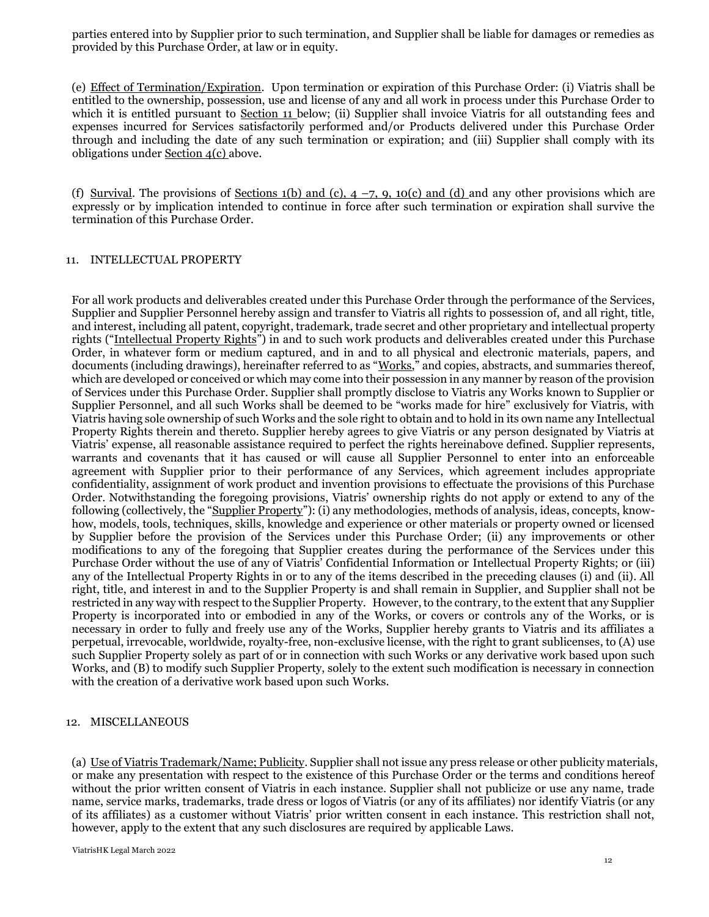parties entered into by Supplier prior to such termination, and Supplier shall be liable for damages or remedies as provided by this Purchase Order, at law or in equity.

(e) Effect of Termination/Expiration. Upon termination or expiration of this Purchase Order: (i) Viatris shall be entitled to the ownership, possession, use and license of any and all work in process under this Purchase Order to which it is entitled pursuant to Section 11 below; (ii) Supplier shall invoice Viatris for all outstanding fees and expenses incurred for Services satisfactorily performed and/or Products delivered under this Purchase Order through and including the date of any such termination or expiration; and (iii) Supplier shall comply with its obligations under Section 4(c) above.

(f) Survival. The provisions of Sections 1(b) and (c), 4 –7, 9, 10(c) and (d) and any other provisions which are expressly or by implication intended to continue in force after such termination or expiration shall survive the termination of this Purchase Order.

## 11. INTELLECTUAL PROPERTY

For all work products and deliverables created under this Purchase Order through the performance of the Services, Supplier and Supplier Personnel hereby assign and transfer to Viatris all rights to possession of, and all right, title, and interest, including all patent, copyright, trademark, trade secret and other proprietary and intellectual property rights ("Intellectual Property Rights") in and to such work products and deliverables created under this Purchase Order, in whatever form or medium captured, and in and to all physical and electronic materials, papers, and documents (including drawings), hereinafter referred to as "Works," and copies, abstracts, and summaries thereof, which are developed or conceived or which may come into their possession in any manner by reason of the provision of Services under this Purchase Order. Supplier shall promptly disclose to Viatris any Works known to Supplier or Supplier Personnel, and all such Works shall be deemed to be "works made for hire" exclusively for Viatris, with Viatris having sole ownership of such Works and the sole right to obtain and to hold in its own name any Intellectual Property Rights therein and thereto. Supplier hereby agrees to give Viatris or any person designated by Viatris at Viatris' expense, all reasonable assistance required to perfect the rights hereinabove defined. Supplier represents, warrants and covenants that it has caused or will cause all Supplier Personnel to enter into an enforceable agreement with Supplier prior to their performance of any Services, which agreement includes appropriate confidentiality, assignment of work product and invention provisions to effectuate the provisions of this Purchase Order. Notwithstanding the foregoing provisions, Viatris' ownership rights do not apply or extend to any of the following (collectively, the "Supplier Property"): (i) any methodologies, methods of analysis, ideas, concepts, know-how, models, tools, techniques, skills, knowledge and experience or other materials or property owned or licensed by Supplier before the provision of the Services under this Purchase Order; (ii) any improvements or other modifications to any of the foregoing that Supplier creates during the performance of the Services under this Purchase Order without the use of any of Viatris' Confidential Information or Intellectual Property Rights; or (iii) any of the Intellectual Property Rights in or to any of the items described in the preceding clauses (i) and (ii). All right, title, and interest in and to the Supplier Property is and shall remain in Supplier, and Supplier shall not be restricted in any way with respect to the Supplier Property. However, to the contrary, to the extent that any Supplier Property is incorporated into or embodied in any of the Works, or covers or controls any of the Works, or is necessary in order to fully and freely use any of the Works, Supplier hereby grants to Viatris and its affiliates a perpetual, irrevocable, worldwide, royalty-free, non-exclusive license, with the right to grant sublicenses, to (A) use such Supplier Property solely as part of or in connection with such Works or any derivative work based upon such Works, and (B) to modify such Supplier Property, solely to the extent such modification is necessary in connection with the creation of a derivative work based upon such Works.

## 12. MISCELLANEOUS

(a) Use of Viatris Trademark/Name; Publicity. Supplier shall not issue any press release or other publicity materials, or make any presentation with respect to the existence of this Purchase Order or the terms and conditions hereof without the prior written consent of Viatris in each instance. Supplier shall not publicize or use any name, trade name, service marks, trademarks, trade dress or logos of Viatris (or any of its affiliates) nor identify Viatris (or any of its affiliates) as a customer without Viatris' prior written consent in each instance. This restriction shall not, however, apply to the extent that any such disclosures are required by applicable Laws.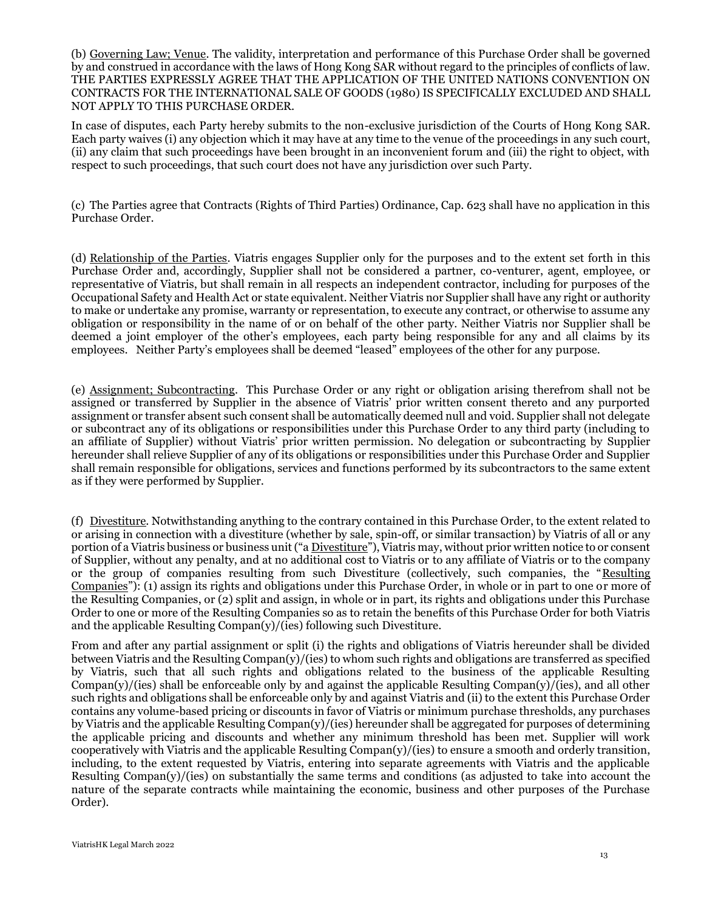(b) Governing Law; Venue. The validity, interpretation and performance of this Purchase Order shall be governed by and construed in accordance with the laws of Hong Kong SAR without regard to the principles of conflicts of law. THE PARTIES EXPRESSLY AGREE THAT THE APPLICATION OF THE UNITED NATIONS CONVENTION ON CONTRACTS FOR THE INTERNATIONAL SALE OF GOODS (1980) IS SPECIFICALLY EXCLUDED AND SHALL NOT APPLY TO THIS PURCHASE ORDER.

In case of disputes, each Party hereby submits to the non-exclusive jurisdiction of the Courts of Hong Kong SAR. Each party waives (i) any objection which it may have at any time to the venue of the proceedings in any such court, (ii) any claim that such proceedings have been brought in an inconvenient forum and (iii) the right to object, with respect to such proceedings, that such court does not have any jurisdiction over such Party.

(c) The Parties agree that Contracts (Rights of Third Parties) Ordinance, Cap. 623 shall have no application in this Purchase Order.

(d) Relationship of the Parties. Viatris engages Supplier only for the purposes and to the extent set forth in this Purchase Order and, accordingly, Supplier shall not be considered a partner, co-venturer, agent, employee, or representative of Viatris, but shall remain in all respects an independent contractor, including for purposes of the Occupational Safety and Health Act or state equivalent. Neither Viatris nor Supplier shall have any right or authority to make or undertake any promise, warranty or representation, to execute any contract, or otherwise to assume any obligation or responsibility in the name of or on behalf of the other party. Neither Viatris nor Supplier shall be deemed a joint employer of the other's employees, each party being responsible for any and all claims by its employees. Neither Party's employees shall be deemed "leased" employees of the other for any purpose.

(e) Assignment; Subcontracting. This Purchase Order or any right or obligation arising therefrom shall not be assigned or transferred by Supplier in the absence of Viatris' prior written consent thereto and any purported assignment or transfer absent such consent shall be automatically deemed null and void. Supplier shall not delegate or subcontract any of its obligations or responsibilities under this Purchase Order to any third party (including to an affiliate of Supplier) without Viatris' prior written permission. No delegation or subcontracting by Supplier hereunder shall relieve Supplier of any of its obligations or responsibilities under this Purchase Order and Supplier shall remain responsible for obligations, services and functions performed by its subcontractors to the same extent as if they were performed by Supplier.

(f) Divestiture. Notwithstanding anything to the contrary contained in this Purchase Order, to the extent related to or arising in connection with a divestiture (whether by sale, spin-off, or similar transaction) by Viatris of all or any portion of a Viatris business or business unit ("a Divestiture"), Viatris may, without prior written notice to or consent of Supplier, without any penalty, and at no additional cost to Viatris or to any affiliate of Viatris or to the company or the group of companies resulting from such Divestiture (collectively, such companies, the "Resulting Companies"): (1) assign its rights and obligations under this Purchase Order, in whole or in part to one or more of the Resulting Companies, or (2) split and assign, in whole or in part, its rights and obligations under this Purchase Order to one or more of the Resulting Companies so as to retain the benefits of this Purchase Order for both Viatris and the applicable Resulting Compan(y)/(ies) following such Divestiture.

From and after any partial assignment or split (i) the rights and obligations of Viatris hereunder shall be divided between Viatris and the Resulting Compan(y)/(ies) to whom such rights and obligations are transferred as specified by Viatris, such that all such rights and obligations related to the business of the applicable Resulting Compan(y)/(ies) shall be enforceable only by and against the applicable Resulting Compan(y)/(ies), and all other such rights and obligations shall be enforceable only by and against Viatris and (ii) to the extent this Purchase Order contains any volume-based pricing or discounts in favor of Viatris or minimum purchase thresholds, any purchases by Viatris and the applicable Resulting Compan(y)/(ies) hereunder shall be aggregated for purposes of determining the applicable pricing and discounts and whether any minimum threshold has been met. Supplier will work cooperatively with Viatris and the applicable Resulting Compan(y)/(ies) to ensure a smooth and orderly transition, including, to the extent requested by Viatris, entering into separate agreements with Viatris and the applicable Resulting Compan(y)/(ies) on substantially the same terms and conditions (as adjusted to take into account the nature of the separate contracts while maintaining the economic, business and other purposes of the Purchase Order).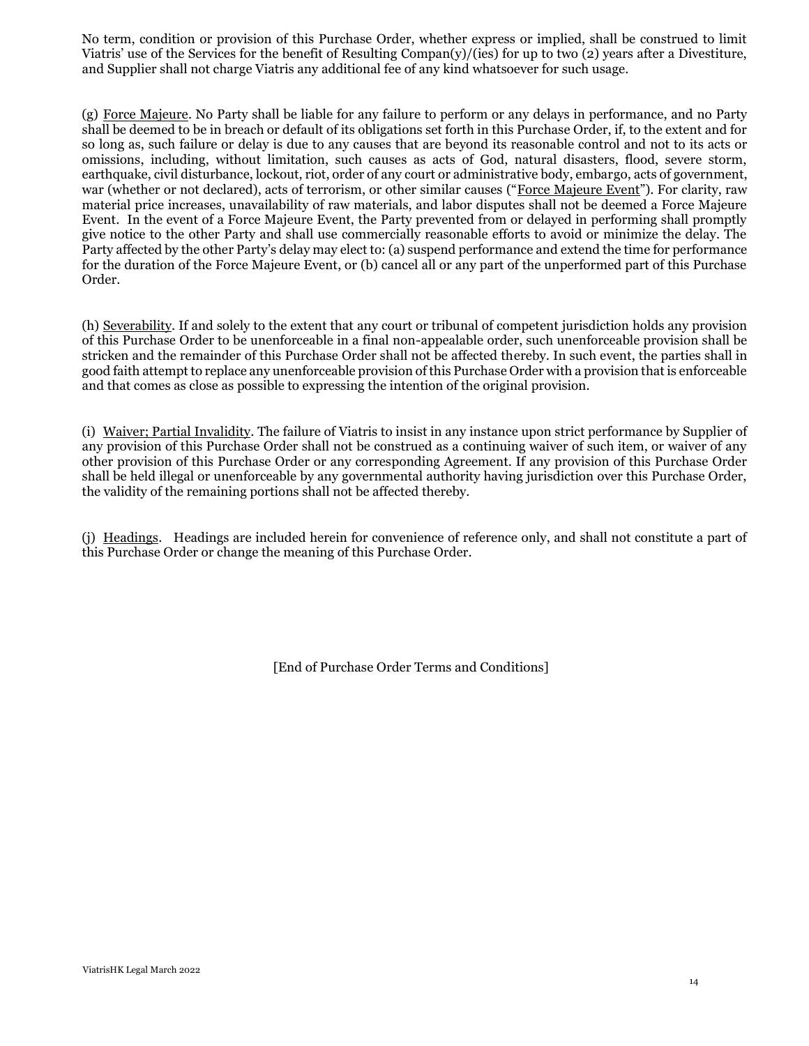No term, condition or provision of this Purchase Order, whether express or implied, shall be construed to limit Viatris' use of the Services for the benefit of Resulting Compan(y)/(ies) for up to two (2) years after a Divestiture, and Supplier shall not charge Viatris any additional fee of any kind whatsoever for such usage.

(g) Force Majeure. No Party shall be liable for any failure to perform or any delays in performance, and no Party shall be deemed to be in breach or default of its obligations set forth in this Purchase Order, if, to the extent and for so long as, such failure or delay is due to any causes that are beyond its reasonable control and not to its acts or omissions, including, without limitation, such causes as acts of God, natural disasters, flood, severe storm, earthquake, civil disturbance, lockout, riot, order of any court or administrative body, embargo, acts of government, war (whether or not declared), acts of terrorism, or other similar causes ("Force Majeure Event"). For clarity, raw material price increases, unavailability of raw materials, and labor disputes shall not be deemed a Force Majeure Event. In the event of a Force Majeure Event, the Party prevented from or delayed in performing shall promptly give notice to the other Party and shall use commercially reasonable efforts to avoid or minimize the delay. The Party affected by the other Party's delay may elect to: (a) suspend performance and extend the time for performance for the duration of the Force Majeure Event, or (b) cancel all or any part of the unperformed part of this Purchase Order.

(h) Severability. If and solely to the extent that any court or tribunal of competent jurisdiction holds any provision of this Purchase Order to be unenforceable in a final non-appealable order, such unenforceable provision shall be stricken and the remainder of this Purchase Order shall not be affected thereby. In such event, the parties shall in good faith attempt to replace any unenforceable provision of this Purchase Order with a provision that is enforceable and that comes as close as possible to expressing the intention of the original provision.

(i) Waiver; Partial Invalidity. The failure of Viatris to insist in any instance upon strict performance by Supplier of any provision of this Purchase Order shall not be construed as a continuing waiver of such item, or waiver of any other provision of this Purchase Order or any corresponding Agreement. If any provision of this Purchase Order shall be held illegal or unenforceable by any governmental authority having jurisdiction over this Purchase Order, the validity of the remaining portions shall not be affected thereby.

(j) Headings. Headings are included herein for convenience of reference only, and shall not constitute a part of this Purchase Order or change the meaning of this Purchase Order.

[End of Purchase Order Terms and Conditions]